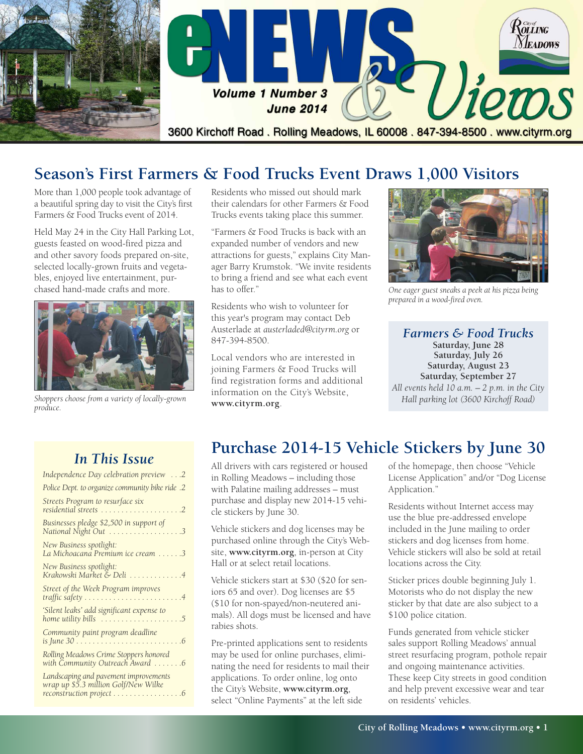# eNEWS & Views

**Volume 1 Number 3**
**June 2014**

3600 Kirchoff Road . Rolling Meadows, IL 60008 . 847-394-8500 . www.cityrm.org

City of Rolling Meadows

## Season's First Farmers & Food Trucks Event Draws 1,000 Visitors

More than 1,000 people took advantage of a beautiful spring day to visit the City's first Farmers & Food Trucks event of 2014.

Held May 24 in the City Hall Parking Lot, guests feasted on wood-fired pizza and and other savory foods prepared on-site, selected locally-grown fruits and vegetables, enjoyed live entertainment, purchased hand-made crafts and more.

*Shoppers choose from a variety of locally-grown produce.*

Residents who missed out should mark their calendars for other Farmers & Food Trucks events taking place this summer.

"Farmers & Food Trucks is back with an expanded number of vendors and new attractions for guests," explains City Manager Barry Krumstok. "We invite residents to bring a friend and see what each event has to offer."

Residents who wish to volunteer for this year's program may contact Deb Austerlade at *austerladed@cityrm.org* or 847-394-8500.

Local vendors who are interested in joining Farmers & Food Trucks will find registration forms and additional information on the City's Website, **www.cityrm.org**.

*One eager guest sneaks a peek at his pizza being prepared in a wood-fired oven.*

### *Farmers & Food Trucks*

**Saturday, June 28**
**Saturday, July 26**
**Saturday, August 23**
**Saturday, September 27**
*All events held 10 a.m. – 2 p.m. in the City Hall parking lot (3600 Kirchoff Road)*

### *In This Issue*

- *Independence Day celebration preview* . . .2
- *Police Dept. to organize community bike ride* .2
- *Streets Program to resurface six residential streets* . . . . . . . . . . . . . . . . . . . .2
- *Businesses pledge $2,500 in support of National Night Out* . . . . . . . . . . . . . . . . . .3
- *New Business spotlight: La Michoacana Premium ice cream* . . . . . .3
- *New Business spotlight: Krakowski Market & Deli* . . . . . . . . . . . . .4
- *Street of the Week Program improves traffic safety* . . . . . . . . . . . . . . . . . . . . . . . .4
- *'Silent leaks' add significant expense to home utility bills* . . . . . . . . . . . . . . . . . . . .5
- *Community paint program deadline is June 30* . . . . . . . . . . . . . . . . . . . . . . . . . .6
- *Rolling Meadows Crime Stoppers honored with Community Outreach Award* . . . . . . .6
- *Landscaping and pavement improvements wrap up $5.3 million Golf/New Wilke reconstruction project* . . . . . . . . . . . . . . . . .6

## Purchase 2014-15 Vehicle Stickers by June 30

All drivers with cars registered or housed in Rolling Meadows – including those with Palatine mailing addresses – must purchase and display new 2014-15 vehicle stickers by June 30.

Vehicle stickers and dog licenses may be purchased online through the City's Website, **www.cityrm.org**, in-person at City Hall or at select retail locations.

Vehicle stickers start at $30 ($20 for seniors 65 and over). Dog licenses are $5 ($10 for non-spayed/non-neutered animals). All dogs must be licensed and have rabies shots.

Pre-printed applications sent to residents may be used for online purchases, eliminating the need for residents to mail their applications. To order online, log onto the City's Website, **www.cityrm.org**, select "Online Payments" at the left side of the homepage, then choose "Vehicle License Application" and/or "Dog License Application."

Residents without Internet access may use the blue pre-addressed envelope included in the June mailing to order stickers and dog licenses from home. Vehicle stickers will also be sold at retail locations across the City.

Sticker prices double beginning July 1. Motorists who do not display the new sticker by that date are also subject to a $100 police citation.

Funds generated from vehicle sticker sales support Rolling Meadows' annual street resurfacing program, pothole repair and ongoing maintenance activities. These keep City streets in good condition and help prevent excessive wear and tear on residents' vehicles.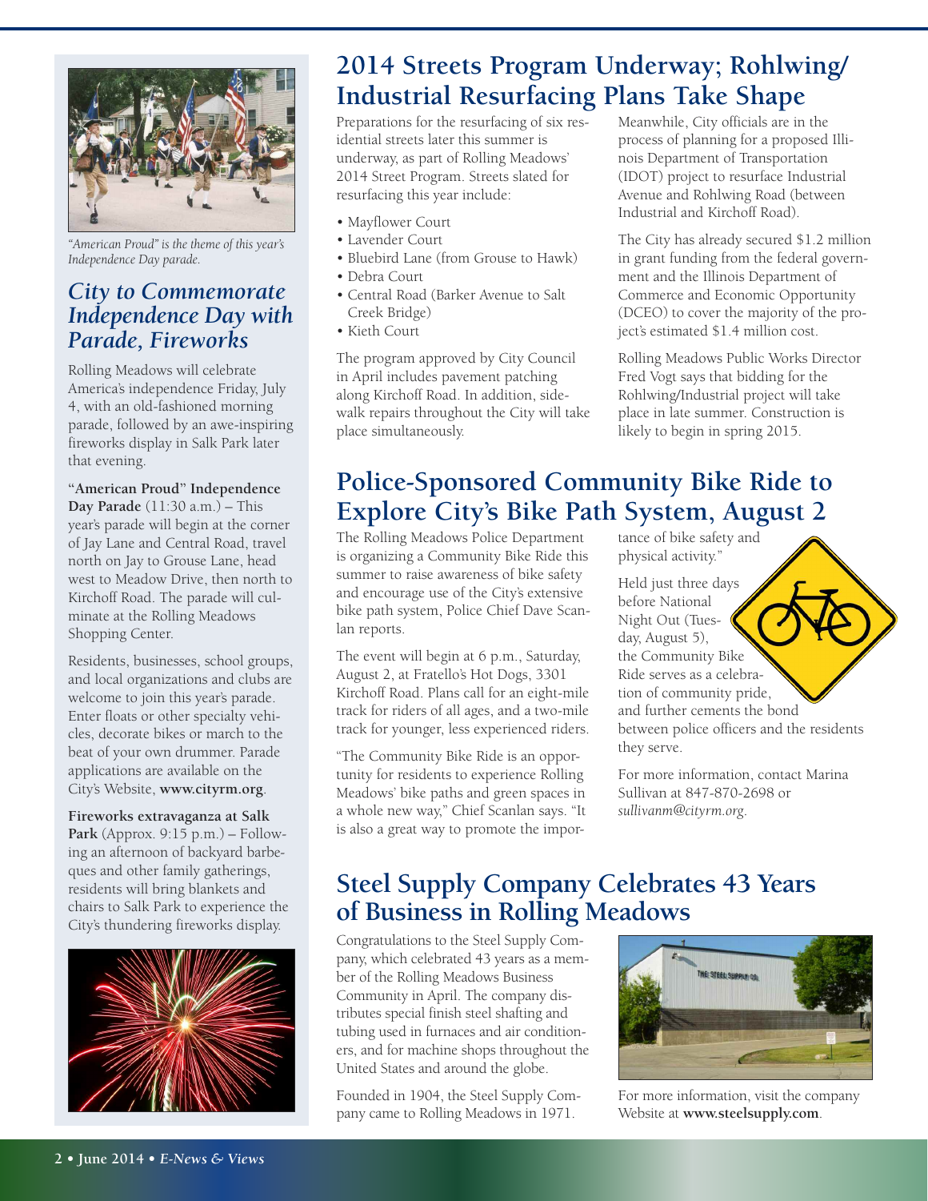*"American Proud" is the theme of this year's Independence Day parade.*

## City to Commemorate Independence Day with Parade, Fireworks

Rolling Meadows will celebrate America's independence Friday, July 4, with an old-fashioned morning parade, followed by an awe-inspiring fireworks display in Salk Park later that evening.

**"American Proud" Independence Day Parade** (11:30 a.m.) – This year's parade will begin at the corner of Jay Lane and Central Road, travel north on Jay to Grouse Lane, head west to Meadow Drive, then north to Kirchoff Road. The parade will culminate at the Rolling Meadows Shopping Center.

Residents, businesses, school groups, and local organizations and clubs are welcome to join this year's parade. Enter floats or other specialty vehicles, decorate bikes or march to the beat of your own drummer. Parade applications are available on the City's Website, **www.cityrm.org**.

**Fireworks extravaganza at Salk Park** (Approx. 9:15 p.m.) – Following an afternoon of backyard barbeques and other family gatherings, residents will bring blankets and chairs to Salk Park to experience the City's thundering fireworks display.

# 2014 Streets Program Underway; Rohlwing/Industrial Resurfacing Plans Take Shape

Preparations for the resurfacing of six residential streets later this summer is underway, as part of Rolling Meadows' 2014 Street Program. Streets slated for resurfacing this year include:

- Mayflower Court
- Lavender Court
- Bluebird Lane (from Grouse to Hawk)
- Debra Court
- Central Road (Barker Avenue to Salt Creek Bridge)
- Kieth Court

The program approved by City Council in April includes pavement patching along Kirchoff Road. In addition, sidewalk repairs throughout the City will take place simultaneously.

Meanwhile, City officials are in the process of planning for a proposed Illinois Department of Transportation (IDOT) project to resurface Industrial Avenue and Rohlwing Road (between Industrial and Kirchoff Road).

The City has already secured $1.2 million in grant funding from the federal government and the Illinois Department of Commerce and Economic Opportunity (DCEO) to cover the majority of the project's estimated $1.4 million cost.

Rolling Meadows Public Works Director Fred Vogt says that bidding for the Rohlwing/Industrial project will take place in late summer. Construction is likely to begin in spring 2015.

# Police-Sponsored Community Bike Ride to Explore City's Bike Path System, August 2

The Rolling Meadows Police Department is organizing a Community Bike Ride this summer to raise awareness of bike safety and encourage use of the City's extensive bike path system, Police Chief Dave Scanlan reports.

The event will begin at 6 p.m., Saturday, August 2, at Fratello's Hot Dogs, 3301 Kirchoff Road. Plans call for an eight-mile track for riders of all ages, and a two-mile track for younger, less experienced riders.

"The Community Bike Ride is an opportunity for residents to experience Rolling Meadows' bike paths and green spaces in a whole new way," Chief Scanlan says. "It is also a great way to promote the importance of bike safety and physical activity."

Held just three days before National Night Out (Tuesday, August 5), the Community Bike Ride serves as a celebration of community pride, and further cements the bond between police officers and the residents they serve.

For more information, contact Marina Sullivan at 847-870-2698 or *sullivanm@cityrm.org*.

# Steel Supply Company Celebrates 43 Years of Business in Rolling Meadows

Congratulations to the Steel Supply Company, which celebrated 43 years as a member of the Rolling Meadows Business Community in April. The company distributes special finish steel shafting and tubing used in furnaces and air conditioners, and for machine shops throughout the United States and around the globe.

Founded in 1904, the Steel Supply Company came to Rolling Meadows in 1971.

For more information, visit the company Website at **www.steelsupply.com**.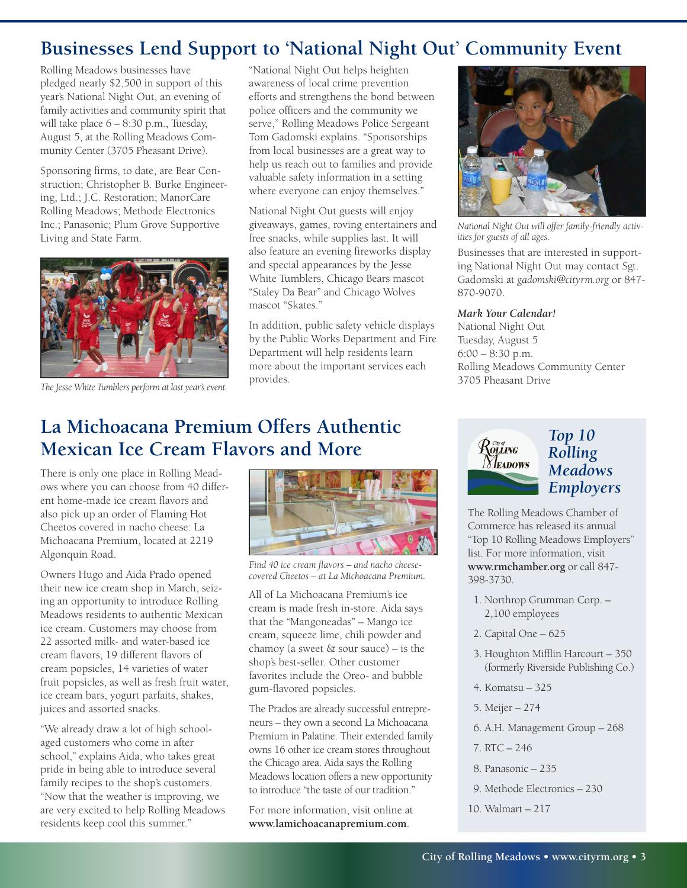## Businesses Lend Support to 'National Night Out' Community Event

Rolling Meadows businesses have pledged nearly $2,500 in support of this year's National Night Out, an evening of family activities and community spirit that will take place 6 – 8:30 p.m., Tuesday, August 5, at the Rolling Meadows Community Center (3705 Pheasant Drive).

Sponsoring firms, to date, are Bear Construction; Christopher B. Burke Engineering, Ltd.; J.C. Restoration; ManorCare Rolling Meadows; Methode Electronics Inc.; Panasonic; Plum Grove Supportive Living and State Farm.

*The Jesse White Tumblers perform at last year's event.*

"National Night Out helps heighten awareness of local crime prevention efforts and strengthens the bond between police officers and the community we serve," Rolling Meadows Police Sergeant Tom Gadomski explains. "Sponsorships from local businesses are a great way to help us reach out to families and provide valuable safety information in a setting where everyone can enjoy themselves."

National Night Out guests will enjoy giveaways, games, roving entertainers and free snacks, while supplies last. It will also feature an evening fireworks display and special appearances by the Jesse White Tumblers, Chicago Bears mascot "Staley Da Bear" and Chicago Wolves mascot "Skates."

In addition, public safety vehicle displays by the Public Works Department and Fire Department will help residents learn more about the important services each provides.

*National Night Out will offer family-friendly activities for guests of all ages.*

Businesses that are interested in supporting National Night Out may contact Sgt. Gadomski at *gadomski@cityrm.org* or 847-870-9070.

***Mark Your Calendar!***
National Night Out
Tuesday, August 5
6:00 – 8:30 p.m.
Rolling Meadows Community Center
3705 Pheasant Drive

## La Michoacana Premium Offers Authentic Mexican Ice Cream Flavors and More

There is only one place in Rolling Meadows where you can choose from 40 different home-made ice cream flavors and also pick up an order of Flaming Hot Cheetos covered in nacho cheese: La Michoacana Premium, located at 2219 Algonquin Road.

Owners Hugo and Aida Prado opened their new ice cream shop in March, seizing an opportunity to introduce Rolling Meadows residents to authentic Mexican ice cream. Customers may choose from 22 assorted milk- and water-based ice cream flavors, 19 different flavors of cream popsicles, 14 varieties of water fruit popsicles, as well as fresh fruit water, ice cream bars, yogurt parfaits, shakes, juices and assorted snacks.

"We already draw a lot of high school-aged customers who come in after school," explains Aida, who takes great pride in being able to introduce several family recipes to the shop's customers. "Now that the weather is improving, we are very excited to help Rolling Meadows residents keep cool this summer."

*Find 40 ice cream flavors – and nacho cheese-covered Cheetos – at La Michoacana Premium.*

All of La Michoacana Premium's ice cream is made fresh in-store. Aida says that the "Mangoneadas" – Mango ice cream, squeeze lime, chili powder and chamoy (a sweet & sour sauce) – is the shop's best-seller. Other customer favorites include the Oreo- and bubble gum-flavored popsicles.

The Prados are already successful entrepreneurs – they own a second La Michoacana Premium in Palatine. Their extended family owns 16 other ice cream stores throughout the Chicago area. Aida says the Rolling Meadows location offers a new opportunity to introduce "the taste of our tradition."

For more information, visit online at **www.lamichoacanapremium.com**.

## *Top 10 Rolling Meadows Employers*

The Rolling Meadows Chamber of Commerce has released its annual "Top 10 Rolling Meadows Employers" list. For more information, visit **www.rmchamber.org** or call 847-398-3730.

1. Northrop Grumman Corp. – 2,100 employees
2. Capital One – 625
3. Houghton Mifflin Harcourt – 350 (formerly Riverside Publishing Co.)
4. Komatsu – 325
5. Meijer – 274
6. A.H. Management Group – 268
7. RTC – 246
8. Panasonic – 235
9. Methode Electronics – 230
10. Walmart – 217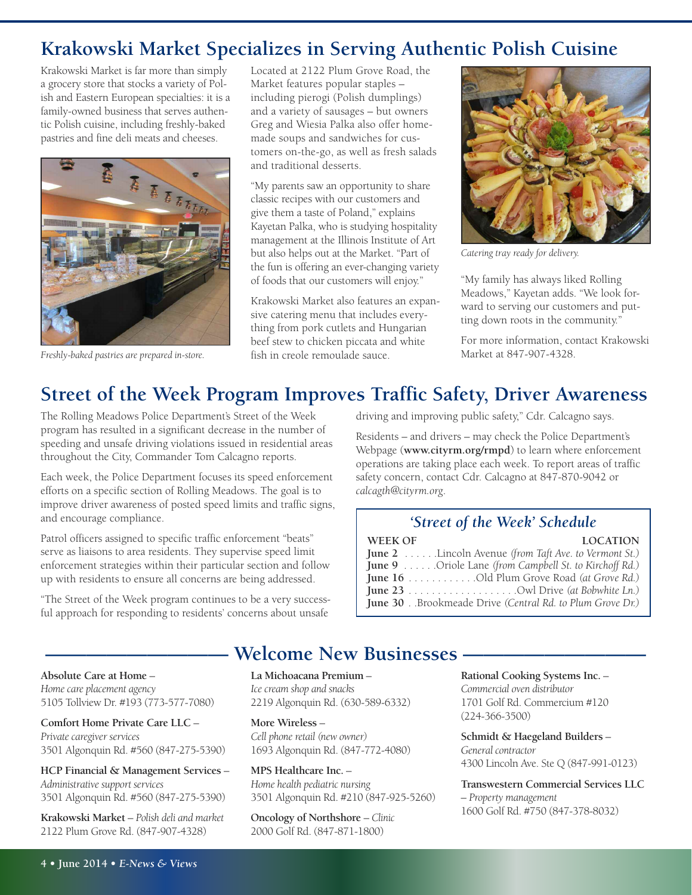## Krakowski Market Specializes in Serving Authentic Polish Cuisine

Krakowski Market is far more than simply a grocery store that stocks a variety of Polish and Eastern European specialties: it is a family-owned business that serves authentic Polish cuisine, including freshly-baked pastries and fine deli meats and cheeses.

*Freshly-baked pastries are prepared in-store.*

Located at 2122 Plum Grove Road, the Market features popular staples – including pierogi (Polish dumplings) and a variety of sausages – but owners Greg and Wiesia Palka also offer homemade soups and sandwiches for customers on-the-go, as well as fresh salads and traditional desserts.

"My parents saw an opportunity to share classic recipes with our customers and give them a taste of Poland," explains Kayetan Palka, who is studying hospitality management at the Illinois Institute of Art but also helps out at the Market. "Part of the fun is offering an ever-changing variety of foods that our customers will enjoy."

Krakowski Market also features an expansive catering menu that includes everything from pork cutlets and Hungarian beef stew to chicken piccata and white fish in creole remoulade sauce.

*Catering tray ready for delivery.*

"My family has always liked Rolling Meadows," Kayetan adds. "We look forward to serving our customers and putting down roots in the community."

For more information, contact Krakowski Market at 847-907-4328.

## Street of the Week Program Improves Traffic Safety, Driver Awareness

The Rolling Meadows Police Department's Street of the Week program has resulted in a significant decrease in the number of speeding and unsafe driving violations issued in residential areas throughout the City, Commander Tom Calcagno reports.

Each week, the Police Department focuses its speed enforcement efforts on a specific section of Rolling Meadows. The goal is to improve driver awareness of posted speed limits and traffic signs, and encourage compliance.

Patrol officers assigned to specific traffic enforcement "beats" serve as liaisons to area residents. They supervise speed limit enforcement strategies within their particular section and follow up with residents to ensure all concerns are being addressed.

"The Street of the Week program continues to be a very successful approach for responding to residents' concerns about unsafe driving and improving public safety," Cdr. Calcagno says.

Residents – and drivers – may check the Police Department's Webpage (**www.cityrm.org/rmpd**) to learn where enforcement operations are taking place each week. To report areas of traffic safety concern, contact Cdr. Calcagno at 847-870-9042 or *calcagth@cityrm.org*.

### *'Street of the Week' Schedule*

| WEEK OF | LOCATION |
|---|---|
| **June 2** | Lincoln Avenue *(from Taft Ave. to Vermont St.)* |
| **June 9** | Oriole Lane *(from Campbell St. to Kirchoff Rd.)* |
| **June 16** | Old Plum Grove Road *(at Grove Rd.)* |
| **June 23** | Owl Drive *(at Bobwhite Ln.)* |
| **June 30** | Brookmeade Drive *(Central Rd. to Plum Grove Dr.)* |

## Welcome New Businesses

**Absolute Care at Home** – *Home care placement agency*
5105 Tollview Dr. #193 (773-577-7080)

**Comfort Home Private Care LLC** – *Private caregiver services*
3501 Algonquin Rd. #560 (847-275-5390)

**HCP Financial & Management Services** – *Administrative support services*
3501 Algonquin Rd. #560 (847-275-5390)

**Krakowski Market** – *Polish deli and market*
2122 Plum Grove Rd. (847-907-4328)

**La Michoacana Premium** – *Ice cream shop and snacks*
2219 Algonquin Rd. (630-589-6332)

**More Wireless** – *Cell phone retail (new owner)*
1693 Algonquin Rd. (847-772-4080)

**MPS Healthcare Inc.** – *Home health pediatric nursing*
3501 Algonquin Rd. #210 (847-925-5260)

**Oncology of Northshore** – *Clinic*
2000 Golf Rd. (847-871-1800)

**Rational Cooking Systems Inc.** – *Commercial oven distributor*
1701 Golf Rd. Commercium #120 (224-366-3500)

**Schmidt & Haegeland Builders** – *General contractor*
4300 Lincoln Ave. Ste Q (847-991-0123)

**Transwestern Commercial Services LLC** – *Property management*
1600 Golf Rd. #750 (847-378-8032)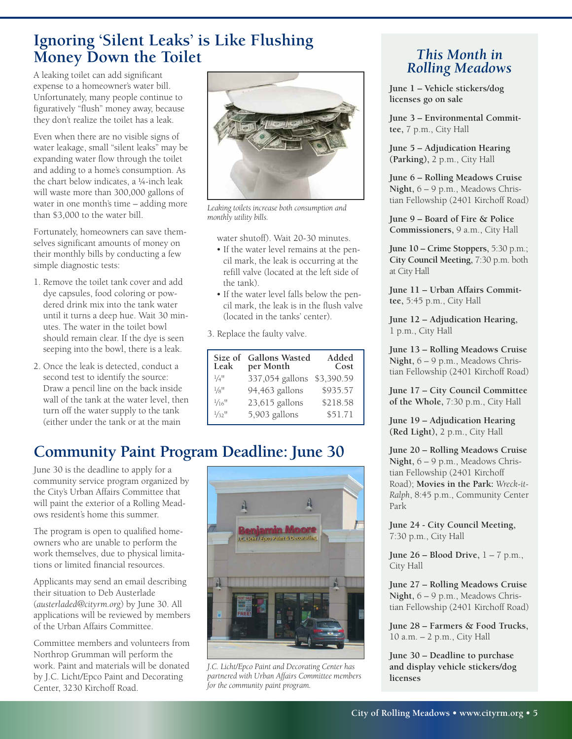# Ignoring 'Silent Leaks' is Like Flushing Money Down the Toilet

A leaking toilet can add significant expense to a homeowner's water bill. Unfortunately, many people continue to figuratively "flush" money away, because they don't realize the toilet has a leak.

Even when there are no visible signs of water leakage, small "silent leaks" may be expanding water flow through the toilet and adding to a home's consumption. As the chart below indicates, a ¼-inch leak will waste more than 300,000 gallons of water in one month's time – adding more than $3,000 to the water bill.

Fortunately, homeowners can save themselves significant amounts of money on their monthly bills by conducting a few simple diagnostic tests:

1. Remove the toilet tank cover and add dye capsules, food coloring or powdered drink mix into the tank water until it turns a deep hue. Wait 30 minutes. The water in the toilet bowl should remain clear. If the dye is seen seeping into the bowl, there is a leak.
2. Once the leak is detected, conduct a second test to identify the source: Draw a pencil line on the back inside wall of the tank at the water level, then turn off the water supply to the tank (either under the tank or at the main water shutoff). Wait 20-30 minutes.
   - If the water level remains at the pencil mark, the leak is occurring at the refill valve (located at the left side of the tank).
   - If the water level falls below the pencil mark, the leak is in the flush valve (located in the tanks' center).
3. Replace the faulty valve.

*Leaking toilets increase both consumption and monthly utility bills.*

| Size of Leak | Gallons Wasted per Month | Added Cost |
|---|---|---|
| ¼" | 337,054 gallons | $3,390.59 |
| ⅛" | 94,463 gallons | $935.57 |
| 1/16" | 23,615 gallons | $218.58 |
| 1/32" | 5,903 gallons | $51.71 |

# Community Paint Program Deadline: June 30

June 30 is the deadline to apply for a community service program organized by the City's Urban Affairs Committee that will paint the exterior of a Rolling Meadows resident's home this summer.

The program is open to qualified homeowners who are unable to perform the work themselves, due to physical limitations or limited financial resources.

Applicants may send an email describing their situation to Deb Austerlade (*austerladed@cityrm.org*) by June 30. All applications will be reviewed by members of the Urban Affairs Committee.

Committee members and volunteers from Northrop Grumman will perform the work. Paint and materials will be donated by J.C. Licht/Epco Paint and Decorating Center, 3230 Kirchoff Road.

*J.C. Licht/Epco Paint and Decorating Center has partnered with Urban Affairs Committee members for the community paint program.*

## *This Month in Rolling Meadows*

**June 1 – Vehicle stickers/dog licenses go on sale**

**June 3 – Environmental Committee**, 7 p.m., City Hall

**June 5 – Adjudication Hearing (Parking)**, 2 p.m., City Hall

**June 6 – Rolling Meadows Cruise Night**, 6 – 9 p.m., Meadows Christian Fellowship (2401 Kirchoff Road)

**June 9 – Board of Fire & Police Commissioners**, 9 a.m., City Hall

**June 10 – Crime Stoppers**, 5:30 p.m.; **City Council Meeting**, 7:30 p.m. both at City Hall

**June 11 – Urban Affairs Committee**, 5:45 p.m., City Hall

**June 12 – Adjudication Hearing**, 1 p.m., City Hall

**June 13 – Rolling Meadows Cruise Night**, 6 – 9 p.m., Meadows Christian Fellowship (2401 Kirchoff Road)

**June 17 – City Council Committee of the Whole**, 7:30 p.m., City Hall

**June 19 – Adjudication Hearing (Red Light)**, 2 p.m., City Hall

**June 20 – Rolling Meadows Cruise Night**, 6 – 9 p.m., Meadows Christian Fellowship (2401 Kirchoff Road); **Movies in the Park:** *Wreck-it-Ralph*, 8:45 p.m., Community Center Park

**June 24 - City Council Meeting**, 7:30 p.m., City Hall

**June 26 – Blood Drive**, 1 – 7 p.m., City Hall

**June 27 – Rolling Meadows Cruise Night**, 6 – 9 p.m., Meadows Christian Fellowship (2401 Kirchoff Road)

**June 28 – Farmers & Food Trucks**, 10 a.m. – 2 p.m., City Hall

**June 30 – Deadline to purchase and display vehicle stickers/dog licenses**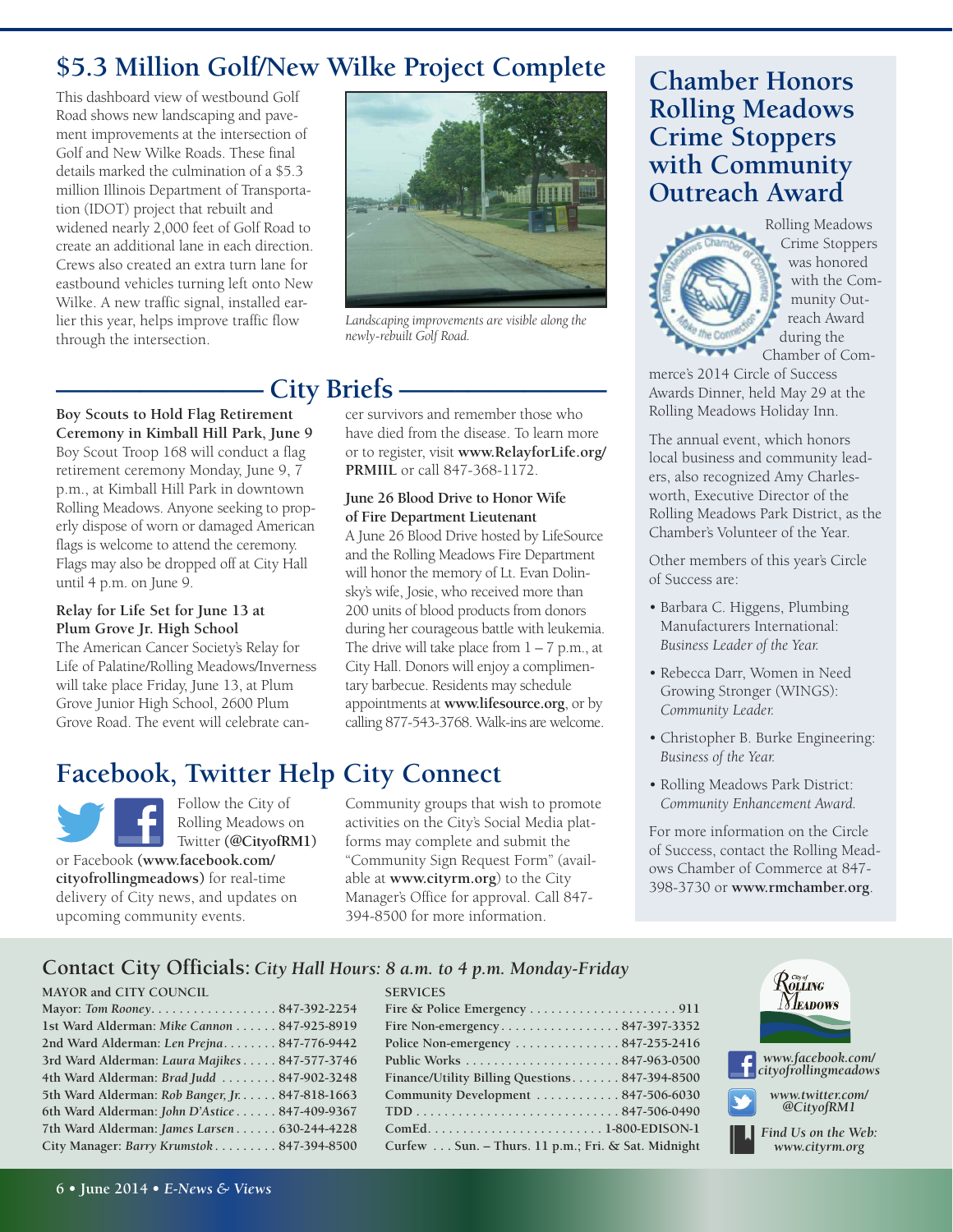## $5.3 Million Golf/New Wilke Project Complete

This dashboard view of westbound Golf Road shows new landscaping and pavement improvements at the intersection of Golf and New Wilke Roads. These final details marked the culmination of a $5.3 million Illinois Department of Transportation (IDOT) project that rebuilt and widened nearly 2,000 feet of Golf Road to create an additional lane in each direction. Crews also created an extra turn lane for eastbound vehicles turning left onto New Wilke. A new traffic signal, installed earlier this year, helps improve traffic flow through the intersection.

*Landscaping improvements are visible along the newly-rebuilt Golf Road.*

## City Briefs

**Boy Scouts to Hold Flag Retirement Ceremony in Kimball Hill Park, June 9**

Boy Scout Troop 168 will conduct a flag retirement ceremony Monday, June 9, 7 p.m., at Kimball Hill Park in downtown Rolling Meadows. Anyone seeking to properly dispose of worn or damaged American flags is welcome to attend the ceremony. Flags may also be dropped off at City Hall until 4 p.m. on June 9.

**Relay for Life Set for June 13 at Plum Grove Jr. High School**

The American Cancer Society's Relay for Life of Palatine/Rolling Meadows/Inverness will take place Friday, June 13, at Plum Grove Junior High School, 2600 Plum Grove Road. The event will celebrate cancer survivors and remember those who have died from the disease. To learn more or to register, visit **www.RelayforLife.org/PRMIIL** or call 847-368-1172.

**June 26 Blood Drive to Honor Wife of Fire Department Lieutenant**

A June 26 Blood Drive hosted by LifeSource and the Rolling Meadows Fire Department will honor the memory of Lt. Evan Dolinsky's wife, Josie, who received more than 200 units of blood products from donors during her courageous battle with leukemia. The drive will take place from 1 – 7 p.m., at City Hall. Donors will enjoy a complimentary barbecue. Residents may schedule appointments at **www.lifesource.org**, or by calling 877-543-3768. Walk-ins are welcome.

## Facebook, Twitter Help City Connect

Follow the City of Rolling Meadows on Twitter **(@CityofRM1)** or Facebook **(www.facebook.com/cityofrollingmeadows)** for real-time delivery of City news, and updates on upcoming community events.

Community groups that wish to promote activities on the City's Social Media platforms may complete and submit the "Community Sign Request Form" (available at **www.cityrm.org**) to the City Manager's Office for approval. Call 847-394-8500 for more information.

## Chamber Honors Rolling Meadows Crime Stoppers with Community Outreach Award

Rolling Meadows Crime Stoppers was honored with the Community Outreach Award during the Chamber of Commerce's 2014 Circle of Success Awards Dinner, held May 29 at the Rolling Meadows Holiday Inn.

The annual event, which honors local business and community leaders, also recognized Amy Charlesworth, Executive Director of the Rolling Meadows Park District, as the Chamber's Volunteer of the Year.

Other members of this year's Circle of Success are:

- Barbara C. Higgens, Plumbing Manufacturers International: *Business Leader of the Year.*
- Rebecca Darr, Women in Need Growing Stronger (WINGS): *Community Leader.*
- Christopher B. Burke Engineering: *Business of the Year.*
- Rolling Meadows Park District: *Community Enhancement Award.*

For more information on the Circle of Success, contact the Rolling Meadows Chamber of Commerce at 847-398-3730 or **www.rmchamber.org**.

## Contact City Officials: *City Hall Hours: 8 a.m. to 4 p.m. Monday-Friday*

| MAYOR and CITY COUNCIL | |
|---|---|
| Mayor: *Tom Rooney* | 847-392-2254 |
| 1st Ward Alderman: *Mike Cannon* | 847-925-8919 |
| 2nd Ward Alderman: *Len Prejna* | 847-776-9442 |
| 3rd Ward Alderman: *Laura Majikes* | 847-577-3746 |
| 4th Ward Alderman: *Brad Judd* | 847-902-3248 |
| 5th Ward Alderman: *Rob Banger, Jr.* | 847-818-1663 |
| 6th Ward Alderman: *John D'Astice* | 847-409-9367 |
| 7th Ward Alderman: *James Larsen* | 630-244-4228 |
| City Manager: *Barry Krumstok* | 847-394-8500 |

| SERVICES | |
|---|---|
| Fire & Police Emergency | 911 |
| Fire Non-emergency | 847-397-3352 |
| Police Non-emergency | 847-255-2416 |
| Public Works | 847-963-0500 |
| Finance/Utility Billing Questions | 847-394-8500 |
| Community Development | 847-506-6030 |
| TDD | 847-506-0490 |
| ComEd | 1-800-EDISON-1 |
| Curfew | Sun. – Thurs. 11 p.m.; Fri. & Sat. Midnight |

City of Rolling Meadows

*www.facebook.com/cityofrollingmeadows*

*www.twitter.com/@CityofRM1*

*Find Us on the Web: www.cityrm.org*